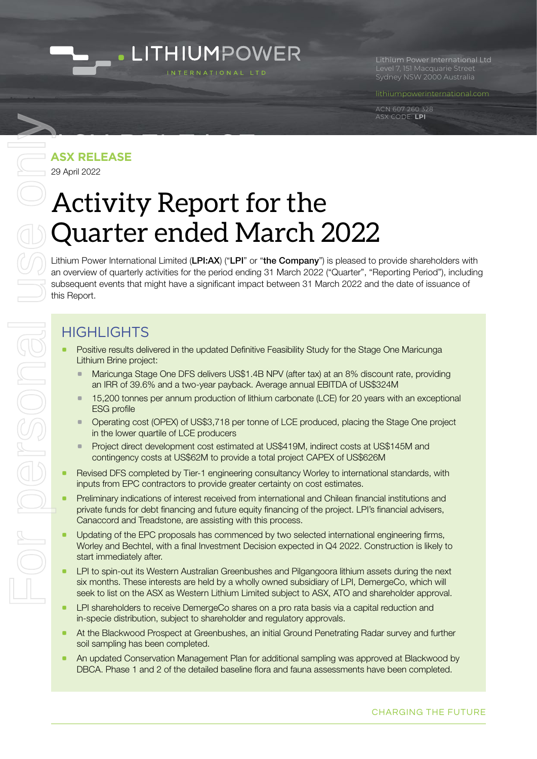LITHIUMPOWER INTERNATIONAL LTD

Lithium Power International Ltd
Level 7, 151 Macquarie Street
Sydney NSW 2000 Australia

lithiumpowerinternational.com

ACN 607 260 328
ASX CODE: **LPI**

**ASX RELEASE**

29 April 2022

# Activity Report for the Quarter ended March 2022

Lithium Power International Limited (**LPI:AX**) ("**LPI**" or "**the Company**") is pleased to provide shareholders with an overview of quarterly activities for the period ending 31 March 2022 ("Quarter", "Reporting Period"), including subsequent events that might have a significant impact between 31 March 2022 and the date of issuance of this Report.

## HIGHLIGHTS

- Positive results delivered in the updated Definitive Feasibility Study for the Stage One Maricunga Lithium Brine project:
  - Maricunga Stage One DFS delivers US$1.4B NPV (after tax) at an 8% discount rate, providing an IRR of 39.6% and a two-year payback. Average annual EBITDA of US$324M
  - 15,200 tonnes per annum production of lithium carbonate (LCE) for 20 years with an exceptional ESG profile
  - Operating cost (OPEX) of US$3,718 per tonne of LCE produced, placing the Stage One project in the lower quartile of LCE producers
  - Project direct development cost estimated at US$419M, indirect costs at US$145M and contingency costs at US$62M to provide a total project CAPEX of US$626M
- Revised DFS completed by Tier-1 engineering consultancy Worley to international standards, with inputs from EPC contractors to provide greater certainty on cost estimates.
- Preliminary indications of interest received from international and Chilean financial institutions and private funds for debt financing and future equity financing of the project. LPI's financial advisers, Canaccord and Treadstone, are assisting with this process.
- Updating of the EPC proposals has commenced by two selected international engineering firms, Worley and Bechtel, with a final Investment Decision expected in Q4 2022. Construction is likely to start immediately after.
- LPI to spin-out its Western Australian Greenbushes and Pilgangoora lithium assets during the next six months. These interests are held by a wholly owned subsidiary of LPI, DemergeCo, which will seek to list on the ASX as Western Lithium Limited subject to ASX, ATO and shareholder approval.
- LPI shareholders to receive DemergeCo shares on a pro rata basis via a capital reduction and in-specie distribution, subject to shareholder and regulatory approvals.
- At the Blackwood Prospect at Greenbushes, an initial Ground Penetrating Radar survey and further soil sampling has been completed.
- An updated Conservation Management Plan for additional sampling was approved at Blackwood by DBCA. Phase 1 and 2 of the detailed baseline flora and fauna assessments have been completed.

CHARGING THE FUTURE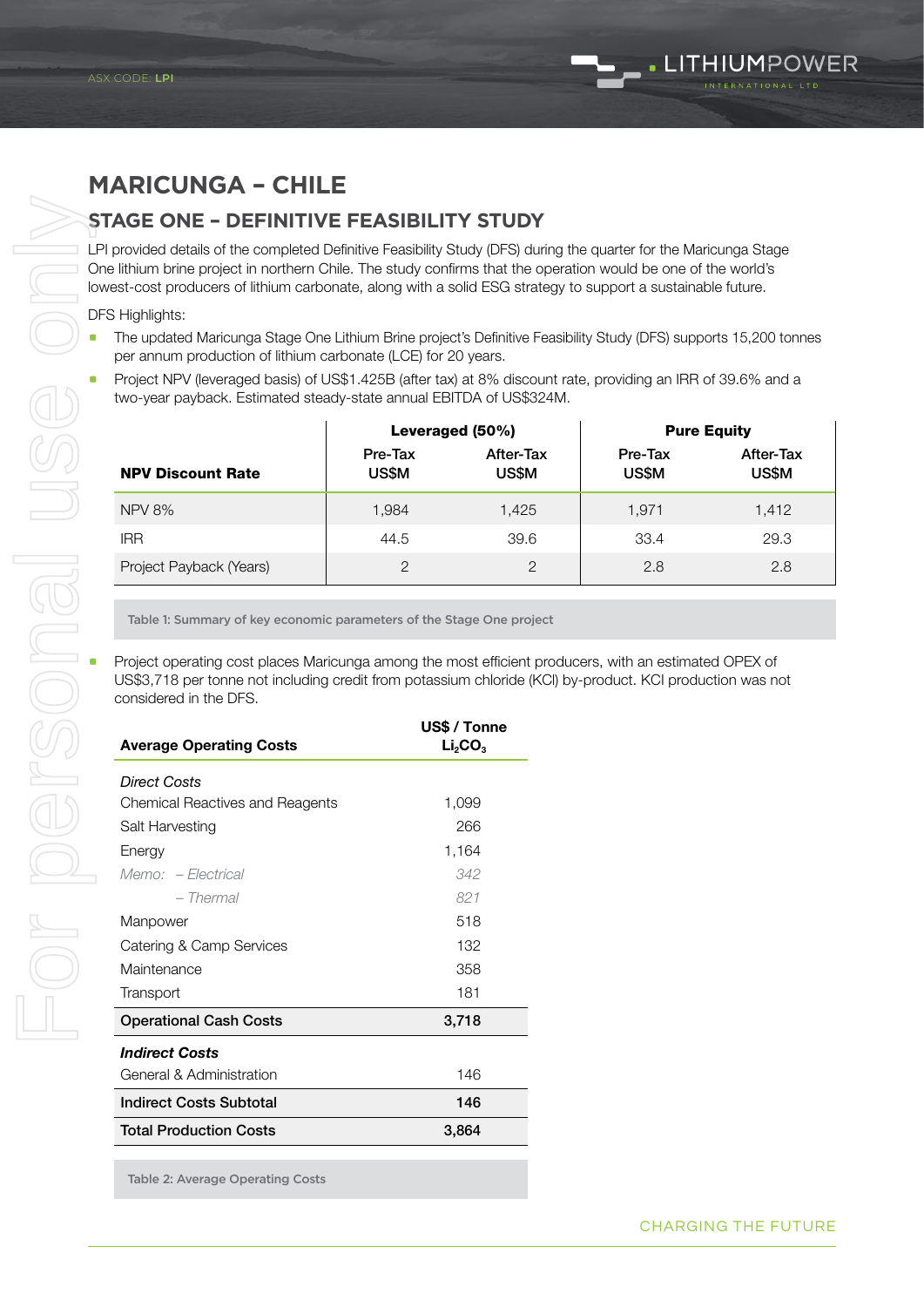# MARICUNGA – CHILE

## STAGE ONE – DEFINITIVE FEASIBILITY STUDY

LPI provided details of the completed Definitive Feasibility Study (DFS) during the quarter for the Maricunga Stage One lithium brine project in northern Chile. The study confirms that the operation would be one of the world's lowest-cost producers of lithium carbonate, along with a solid ESG strategy to support a sustainable future.

DFS Highlights:

- The updated Maricunga Stage One Lithium Brine project's Definitive Feasibility Study (DFS) supports 15,200 tonnes per annum production of lithium carbonate (LCE) for 20 years.
- Project NPV (leveraged basis) of US$1.425B (after tax) at 8% discount rate, providing an IRR of 39.6% and a two-year payback. Estimated steady-state annual EBITDA of US$324M.

| NPV Discount Rate | Leveraged (50%) | | Pure Equity | |
|---|---|---|---|---|
| | Pre-Tax US$M | After-Tax US$M | Pre-Tax US$M | After-Tax US$M |
| NPV 8% | 1,984 | 1,425 | 1,971 | 1,412 |
| IRR | 44.5 | 39.6 | 33.4 | 29.3 |
| Project Payback (Years) | 2 | 2 | 2.8 | 2.8 |

Table 1: Summary of key economic parameters of the Stage One project

- Project operating cost places Maricunga among the most efficient producers, with an estimated OPEX of US$3,718 per tonne not including credit from potassium chloride (KCl) by-product. KCl production was not considered in the DFS.

| Average Operating Costs | US$ / Tonne $Li_2CO_3$ |
|---|---|
| *Direct Costs* | |
| Chemical Reactives and Reagents | 1,099 |
| Salt Harvesting | 266 |
| Energy | 1,164 |
| *Memo: – Electrical* | *342* |
| *– Thermal* | *821* |
| Manpower | 518 |
| Catering & Camp Services | 132 |
| Maintenance | 358 |
| Transport | 181 |
| **Operational Cash Costs** | **3,718** |
| ***Indirect Costs*** | |
| General & Administration | 146 |
| **Indirect Costs Subtotal** | **146** |
| **Total Production Costs** | **3,864** |

Table 2: Average Operating Costs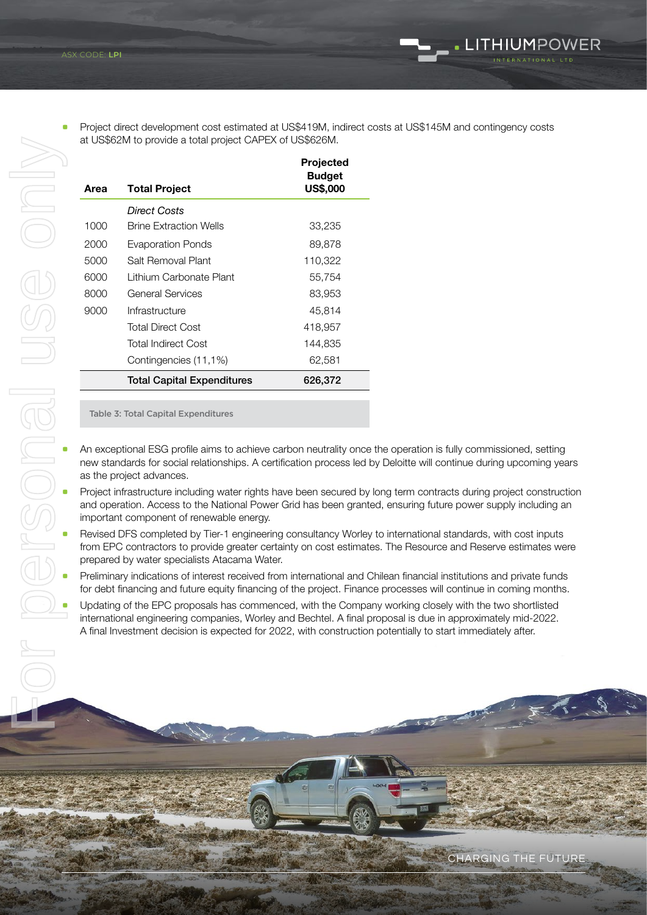- Project direct development cost estimated at US$419M, indirect costs at US$145M and contingency costs at US$62M to provide a total project CAPEX of US$626M.

| Area | Total Project | Projected Budget US$,000 |
|---|---|---|
| | *Direct Costs* | |
| 1000 | Brine Extraction Wells | 33,235 |
| 2000 | Evaporation Ponds | 89,878 |
| 5000 | Salt Removal Plant | 110,322 |
| 6000 | Lithium Carbonate Plant | 55,754 |
| 8000 | General Services | 83,953 |
| 9000 | Infrastructure | 45,814 |
| | Total Direct Cost | 418,957 |
| | Total Indirect Cost | 144,835 |
| | Contingencies (11,1%) | 62,581 |
| | **Total Capital Expenditures** | **626,372** |

Table 3: Total Capital Expenditures

- An exceptional ESG profile aims to achieve carbon neutrality once the operation is fully commissioned, setting new standards for social relationships. A certification process led by Deloitte will continue during upcoming years as the project advances.
- Project infrastructure including water rights have been secured by long term contracts during project construction and operation. Access to the National Power Grid has been granted, ensuring future power supply including an important component of renewable energy.
- Revised DFS completed by Tier-1 engineering consultancy Worley to international standards, with cost inputs from EPC contractors to provide greater certainty on cost estimates. The Resource and Reserve estimates were prepared by water specialists Atacama Water.
- Preliminary indications of interest received from international and Chilean financial institutions and private funds for debt financing and future equity financing of the project. Finance processes will continue in coming months.
- Updating of the EPC proposals has commenced, with the Company working closely with the two shortlisted international engineering companies, Worley and Bechtel. A final proposal is due in approximately mid-2022. A final Investment decision is expected for 2022, with construction potentially to start immediately after.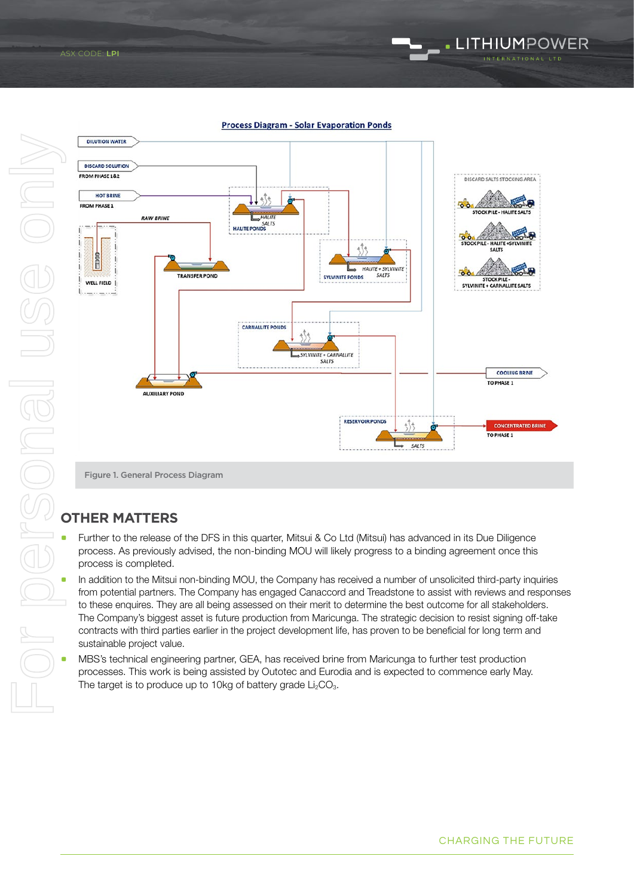Process Diagram - Solar Evaporation Ponds

Figure 1. General Process Diagram

## OTHER MATTERS

- Further to the release of the DFS in this quarter, Mitsui & Co Ltd (Mitsui) has advanced in its Due Diligence process. As previously advised, the non-binding MOU will likely progress to a binding agreement once this process is completed.
- In addition to the Mitsui non-binding MOU, the Company has received a number of unsolicited third-party inquiries from potential partners. The Company has engaged Canaccord and Treadstone to assist with reviews and responses to these enquires. They are all being assessed on their merit to determine the best outcome for all stakeholders. The Company's biggest asset is future production from Maricunga. The strategic decision to resist signing off-take contracts with third parties earlier in the project development life, has proven to be beneficial for long term and sustainable project value.
- MBS's technical engineering partner, GEA, has received brine from Maricunga to further test production processes. This work is being assisted by Outotec and Eurodia and is expected to commence early May. The target is to produce up to 10kg of battery grade $Li_2CO_3$.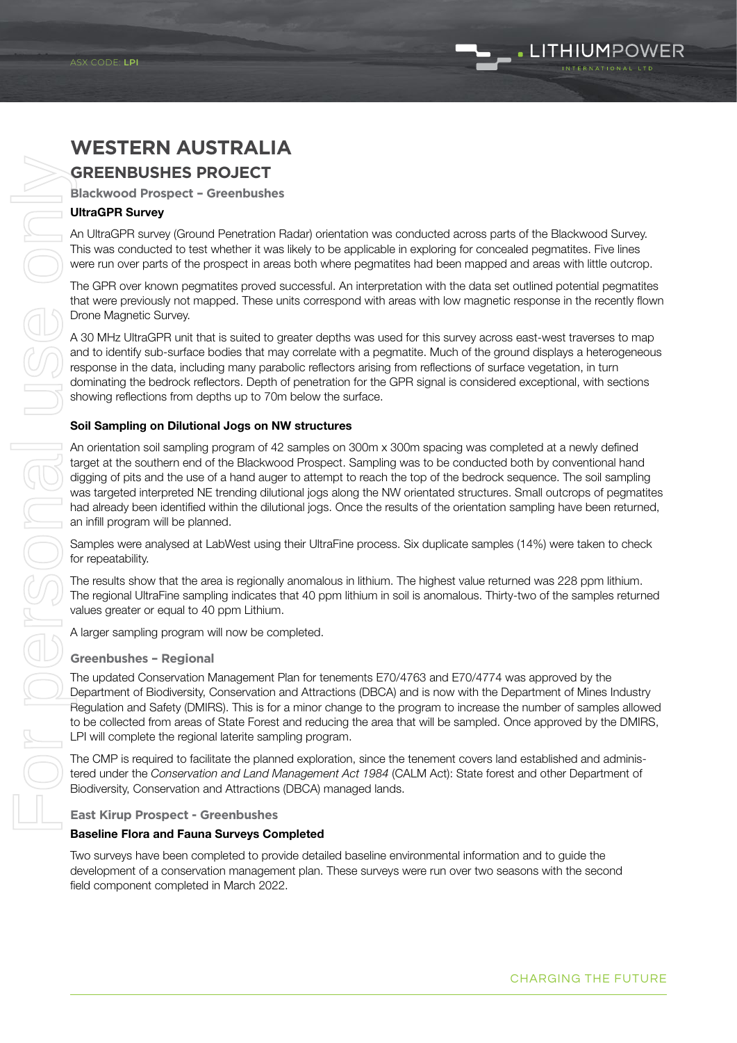# WESTERN AUSTRALIA

## GREENBUSHES PROJECT

### Blackwood Prospect – Greenbushes

#### UltraGPR Survey

An UltraGPR survey (Ground Penetration Radar) orientation was conducted across parts of the Blackwood Survey. This was conducted to test whether it was likely to be applicable in exploring for concealed pegmatites. Five lines were run over parts of the prospect in areas both where pegmatites had been mapped and areas with little outcrop.

The GPR over known pegmatites proved successful. An interpretation with the data set outlined potential pegmatites that were previously not mapped. These units correspond with areas with low magnetic response in the recently flown Drone Magnetic Survey.

A 30 MHz UltraGPR unit that is suited to greater depths was used for this survey across east-west traverses to map and to identify sub-surface bodies that may correlate with a pegmatite. Much of the ground displays a heterogeneous response in the data, including many parabolic reflectors arising from reflections of surface vegetation, in turn dominating the bedrock reflectors. Depth of penetration for the GPR signal is considered exceptional, with sections showing reflections from depths up to 70m below the surface.

#### Soil Sampling on Dilutional Jogs on NW structures

An orientation soil sampling program of 42 samples on 300m x 300m spacing was completed at a newly defined target at the southern end of the Blackwood Prospect. Sampling was to be conducted both by conventional hand digging of pits and the use of a hand auger to attempt to reach the top of the bedrock sequence. The soil sampling was targeted interpreted NE trending dilutional jogs along the NW orientated structures. Small outcrops of pegmatites had already been identified within the dilutional jogs. Once the results of the orientation sampling have been returned, an infill program will be planned.

Samples were analysed at LabWest using their UltraFine process. Six duplicate samples (14%) were taken to check for repeatability.

The results show that the area is regionally anomalous in lithium. The highest value returned was 228 ppm lithium. The regional UltraFine sampling indicates that 40 ppm lithium in soil is anomalous. Thirty-two of the samples returned values greater or equal to 40 ppm Lithium.

A larger sampling program will now be completed.

### Greenbushes – Regional

The updated Conservation Management Plan for tenements E70/4763 and E70/4774 was approved by the Department of Biodiversity, Conservation and Attractions (DBCA) and is now with the Department of Mines Industry Regulation and Safety (DMIRS). This is for a minor change to the program to increase the number of samples allowed to be collected from areas of State Forest and reducing the area that will be sampled. Once approved by the DMIRS, LPI will complete the regional laterite sampling program.

The CMP is required to facilitate the planned exploration, since the tenement covers land established and administered under the *Conservation and Land Management Act 1984* (CALM Act): State forest and other Department of Biodiversity, Conservation and Attractions (DBCA) managed lands.

### East Kirup Prospect - Greenbushes

#### Baseline Flora and Fauna Surveys Completed

Two surveys have been completed to provide detailed baseline environmental information and to guide the development of a conservation management plan. These surveys were run over two seasons with the second field component completed in March 2022.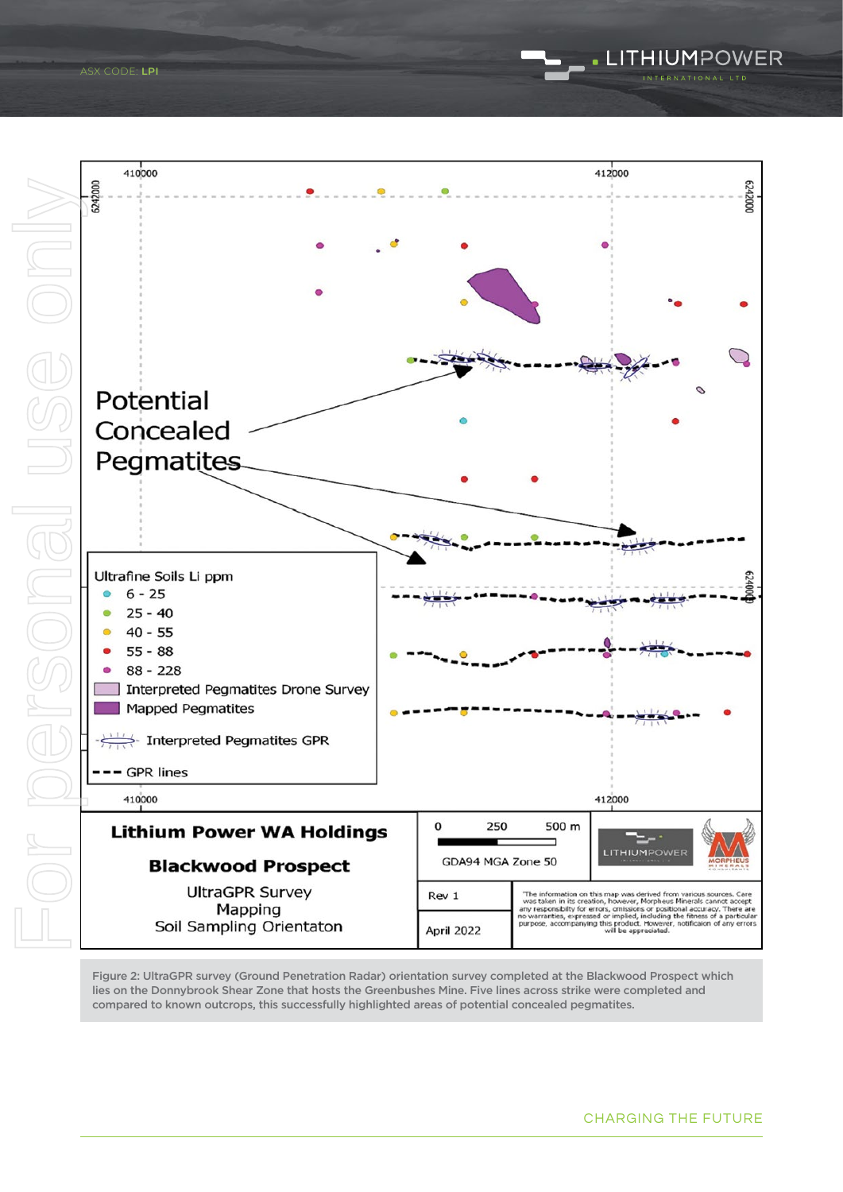Figure 2: UltraGPR survey (Ground Penetration Radar) orientation survey completed at the Blackwood Prospect which lies on the Donnybrook Shear Zone that hosts the Greenbushes Mine. Five lines across strike were completed and compared to known outcrops, this successfully highlighted areas of potential concealed pegmatites.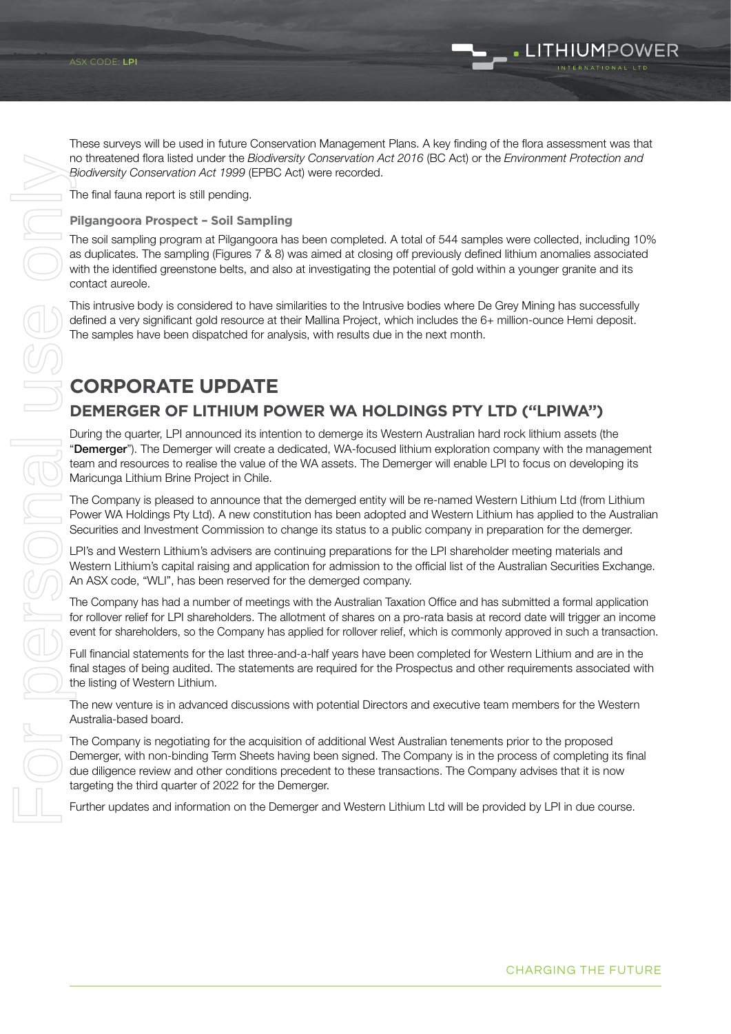These surveys will be used in future Conservation Management Plans. A key finding of the flora assessment was that no threatened flora listed under the *Biodiversity Conservation Act 2016* (BC Act) or the *Environment Protection and Biodiversity Conservation Act 1999* (EPBC Act) were recorded.

The final fauna report is still pending.

#### Pilgangoora Prospect – Soil Sampling

The soil sampling program at Pilgangoora has been completed. A total of 544 samples were collected, including 10% as duplicates. The sampling (Figures 7 & 8) was aimed at closing off previously defined lithium anomalies associated with the identified greenstone belts, and also at investigating the potential of gold within a younger granite and its contact aureole.

This intrusive body is considered to have similarities to the Intrusive bodies where De Grey Mining has successfully defined a very significant gold resource at their Mallina Project, which includes the 6+ million-ounce Hemi deposit. The samples have been dispatched for analysis, with results due in the next month.

## CORPORATE UPDATE

### DEMERGER OF LITHIUM POWER WA HOLDINGS PTY LTD ("LPIWA")

During the quarter, LPI announced its intention to demerge its Western Australian hard rock lithium assets (the "**Demerger**"). The Demerger will create a dedicated, WA-focused lithium exploration company with the management team and resources to realise the value of the WA assets. The Demerger will enable LPI to focus on developing its Maricunga Lithium Brine Project in Chile.

The Company is pleased to announce that the demerged entity will be re-named Western Lithium Ltd (from Lithium Power WA Holdings Pty Ltd). A new constitution has been adopted and Western Lithium has applied to the Australian Securities and Investment Commission to change its status to a public company in preparation for the demerger.

LPI's and Western Lithium's advisers are continuing preparations for the LPI shareholder meeting materials and Western Lithium's capital raising and application for admission to the official list of the Australian Securities Exchange. An ASX code, "WLI", has been reserved for the demerged company.

The Company has had a number of meetings with the Australian Taxation Office and has submitted a formal application for rollover relief for LPI shareholders. The allotment of shares on a pro-rata basis at record date will trigger an income event for shareholders, so the Company has applied for rollover relief, which is commonly approved in such a transaction.

Full financial statements for the last three-and-a-half years have been completed for Western Lithium and are in the final stages of being audited. The statements are required for the Prospectus and other requirements associated with the listing of Western Lithium.

The new venture is in advanced discussions with potential Directors and executive team members for the Western Australia-based board.

The Company is negotiating for the acquisition of additional West Australian tenements prior to the proposed Demerger, with non-binding Term Sheets having been signed. The Company is in the process of completing its final due diligence review and other conditions precedent to these transactions. The Company advises that it is now targeting the third quarter of 2022 for the Demerger.

Further updates and information on the Demerger and Western Lithium Ltd will be provided by LPI in due course.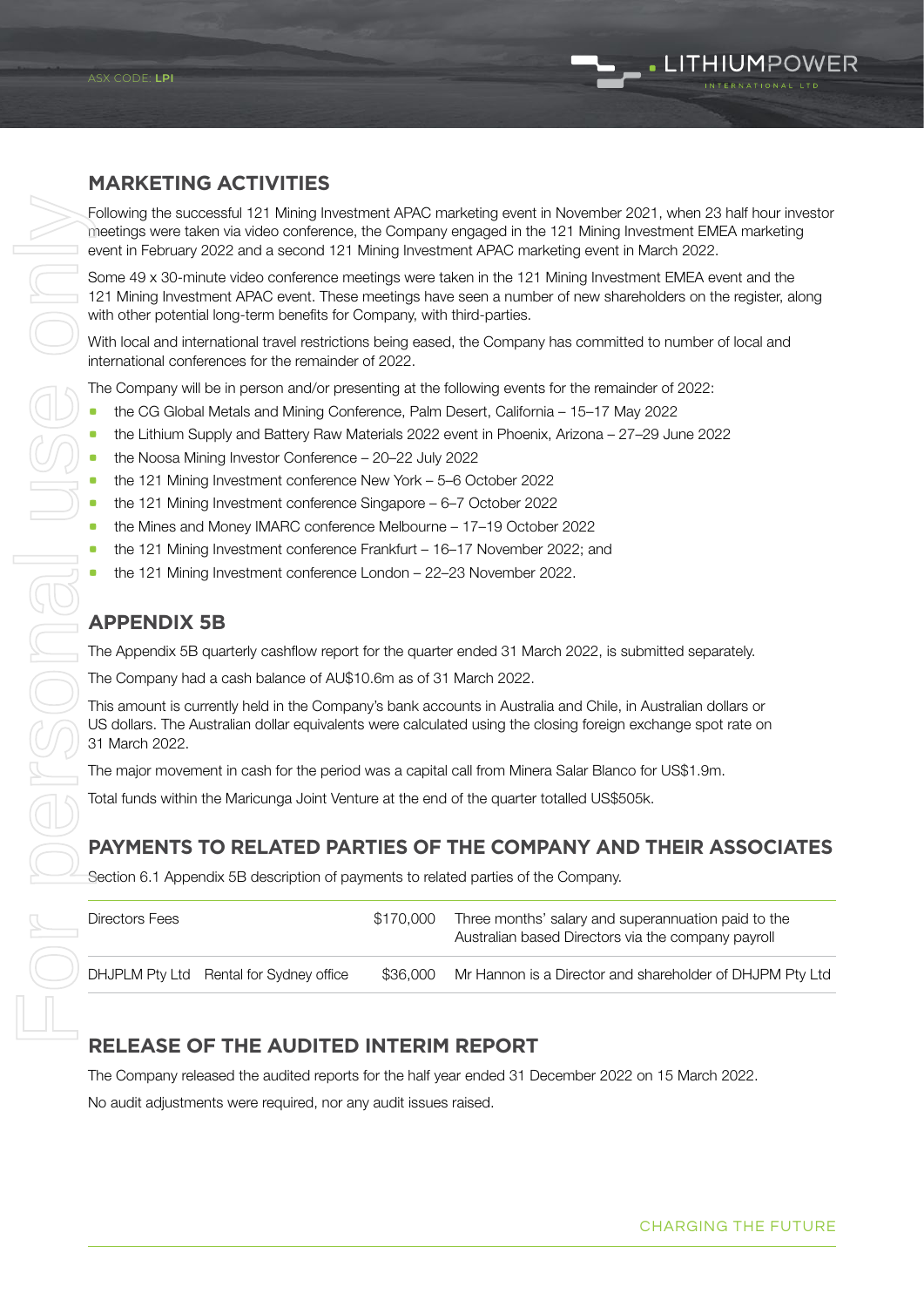## MARKETING ACTIVITIES

Following the successful 121 Mining Investment APAC marketing event in November 2021, when 23 half hour investor meetings were taken via video conference, the Company engaged in the 121 Mining Investment EMEA marketing event in February 2022 and a second 121 Mining Investment APAC marketing event in March 2022.

Some 49 x 30-minute video conference meetings were taken in the 121 Mining Investment EMEA event and the 121 Mining Investment APAC event. These meetings have seen a number of new shareholders on the register, along with other potential long-term benefits for Company, with third-parties.

With local and international travel restrictions being eased, the Company has committed to number of local and international conferences for the remainder of 2022.

The Company will be in person and/or presenting at the following events for the remainder of 2022:

- the CG Global Metals and Mining Conference, Palm Desert, California – 15–17 May 2022
- the Lithium Supply and Battery Raw Materials 2022 event in Phoenix, Arizona – 27–29 June 2022
- the Noosa Mining Investor Conference – 20–22 July 2022
- the 121 Mining Investment conference New York – 5–6 October 2022
- the 121 Mining Investment conference Singapore – 6–7 October 2022
- the Mines and Money IMARC conference Melbourne – 17–19 October 2022
- the 121 Mining Investment conference Frankfurt – 16–17 November 2022; and
- the 121 Mining Investment conference London – 22–23 November 2022.

## APPENDIX 5B

The Appendix 5B quarterly cashflow report for the quarter ended 31 March 2022, is submitted separately.

The Company had a cash balance of AU$10.6m as of 31 March 2022.

This amount is currently held in the Company's bank accounts in Australia and Chile, in Australian dollars or US dollars. The Australian dollar equivalents were calculated using the closing foreign exchange spot rate on 31 March 2022.

The major movement in cash for the period was a capital call from Minera Salar Blanco for US$1.9m.

Total funds within the Maricunga Joint Venture at the end of the quarter totalled US$505k.

## PAYMENTS TO RELATED PARTIES OF THE COMPANY AND THEIR ASSOCIATES

Section 6.1 Appendix 5B description of payments to related parties of the Company.

| | | | |
|---|---|---|---|
| Directors Fees | | $170,000 | Three months' salary and superannuation paid to the Australian based Directors via the company payroll |
| DHJPLM Pty Ltd | Rental for Sydney office | $36,000 | Mr Hannon is a Director and shareholder of DHJPM Pty Ltd |

## RELEASE OF THE AUDITED INTERIM REPORT

The Company released the audited reports for the half year ended 31 December 2022 on 15 March 2022.

No audit adjustments were required, nor any audit issues raised.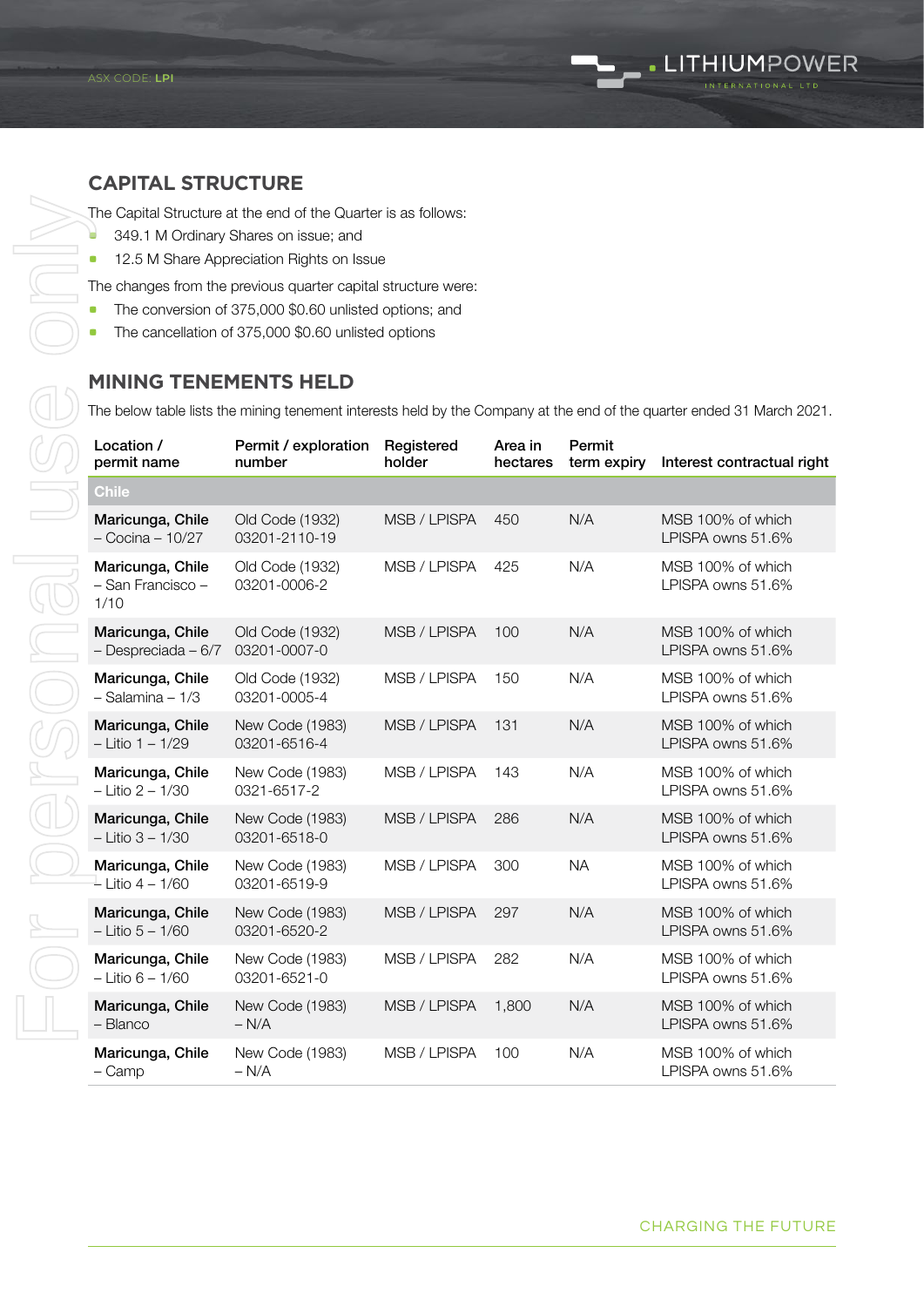## CAPITAL STRUCTURE

The Capital Structure at the end of the Quarter is as follows:

- 349.1 M Ordinary Shares on issue; and
- 12.5 M Share Appreciation Rights on Issue

The changes from the previous quarter capital structure were:

- The conversion of 375,000 $0.60 unlisted options; and
- The cancellation of 375,000 $0.60 unlisted options

## MINING TENEMENTS HELD

The below table lists the mining tenement interests held by the Company at the end of the quarter ended 31 March 2021.

| Location / permit name | Permit / exploration number | Registered holder | Area in hectares | Permit term expiry | Interest contractual right |
|---|---|---|---|---|---|
| **Chile** | | | | | |
| **Maricunga, Chile** – Cocina – 10/27 | Old Code (1932) 03201-2110-19 | MSB / LPISPA | 450 | N/A | MSB 100% of which LPISPA owns 51.6% |
| **Maricunga, Chile** – San Francisco – 1/10 | Old Code (1932) 03201-0006-2 | MSB / LPISPA | 425 | N/A | MSB 100% of which LPISPA owns 51.6% |
| **Maricunga, Chile** – Despreciada – 6/7 | Old Code (1932) 03201-0007-0 | MSB / LPISPA | 100 | N/A | MSB 100% of which LPISPA owns 51.6% |
| **Maricunga, Chile** – Salamina – 1/3 | Old Code (1932) 03201-0005-4 | MSB / LPISPA | 150 | N/A | MSB 100% of which LPISPA owns 51.6% |
| **Maricunga, Chile** – Litio 1 – 1/29 | New Code (1983) 03201-6516-4 | MSB / LPISPA | 131 | N/A | MSB 100% of which LPISPA owns 51.6% |
| **Maricunga, Chile** – Litio 2 – 1/30 | New Code (1983) 0321-6517-2 | MSB / LPISPA | 143 | N/A | MSB 100% of which LPISPA owns 51.6% |
| **Maricunga, Chile** – Litio 3 – 1/30 | New Code (1983) 03201-6518-0 | MSB / LPISPA | 286 | N/A | MSB 100% of which LPISPA owns 51.6% |
| **Maricunga, Chile** – Litio 4 – 1/60 | New Code (1983) 03201-6519-9 | MSB / LPISPA | 300 | NA | MSB 100% of which LPISPA owns 51.6% |
| **Maricunga, Chile** – Litio 5 – 1/60 | New Code (1983) 03201-6520-2 | MSB / LPISPA | 297 | N/A | MSB 100% of which LPISPA owns 51.6% |
| **Maricunga, Chile** – Litio 6 – 1/60 | New Code (1983) 03201-6521-0 | MSB / LPISPA | 282 | N/A | MSB 100% of which LPISPA owns 51.6% |
| **Maricunga, Chile** – Blanco | New Code (1983) – N/A | MSB / LPISPA | 1,800 | N/A | MSB 100% of which LPISPA owns 51.6% |
| **Maricunga, Chile** – Camp | New Code (1983) – N/A | MSB / LPISPA | 100 | N/A | MSB 100% of which LPISPA owns 51.6% |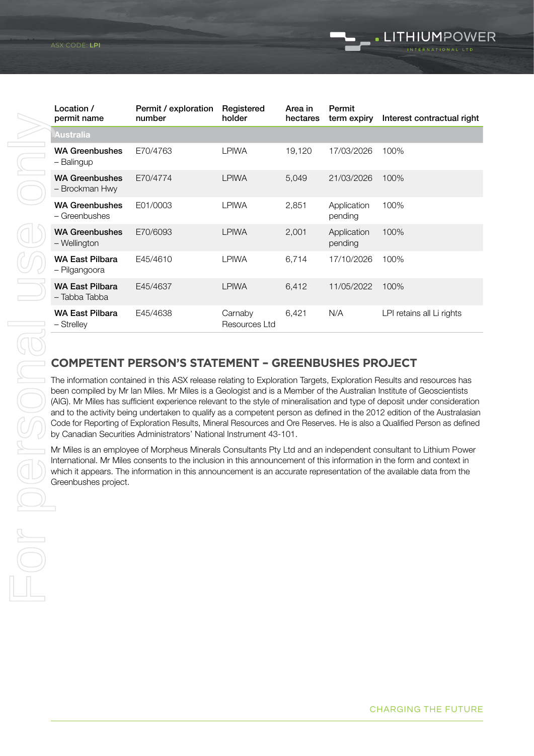| Location / permit name | Permit / exploration number | Registered holder | Area in hectares | Permit term expiry | Interest contractual right |
|---|---|---|---|---|---|
| **Australia** | | | | | |
| **WA Greenbushes** – Balingup | E70/4763 | LPIWA | 19,120 | 17/03/2026 | 100% |
| **WA Greenbushes** – Brockman Hwy | E70/4774 | LPIWA | 5,049 | 21/03/2026 | 100% |
| **WA Greenbushes** – Greenbushes | E01/0003 | LPIWA | 2,851 | Application pending | 100% |
| **WA Greenbushes** – Wellington | E70/6093 | LPIWA | 2,001 | Application pending | 100% |
| **WA East Pilbara** – Pilgangoora | E45/4610 | LPIWA | 6,714 | 17/10/2026 | 100% |
| **WA East Pilbara** – Tabba Tabba | E45/4637 | LPIWA | 6,412 | 11/05/2022 | 100% |
| **WA East Pilbara** – Strelley | E45/4638 | Carnaby Resources Ltd | 6,421 | N/A | LPI retains all Li rights |

## COMPETENT PERSON'S STATEMENT – GREENBUSHES PROJECT

The information contained in this ASX release relating to Exploration Targets, Exploration Results and resources has been compiled by Mr Ian Miles. Mr Miles is a Geologist and is a Member of the Australian Institute of Geoscientists (AIG). Mr Miles has sufficient experience relevant to the style of mineralisation and type of deposit under consideration and to the activity being undertaken to qualify as a competent person as defined in the 2012 edition of the Australasian Code for Reporting of Exploration Results, Mineral Resources and Ore Reserves. He is also a Qualified Person as defined by Canadian Securities Administrators' National Instrument 43-101.

Mr Miles is an employee of Morpheus Minerals Consultants Pty Ltd and an independent consultant to Lithium Power International. Mr Miles consents to the inclusion in this announcement of this information in the form and context in which it appears. The information in this announcement is an accurate representation of the available data from the Greenbushes project.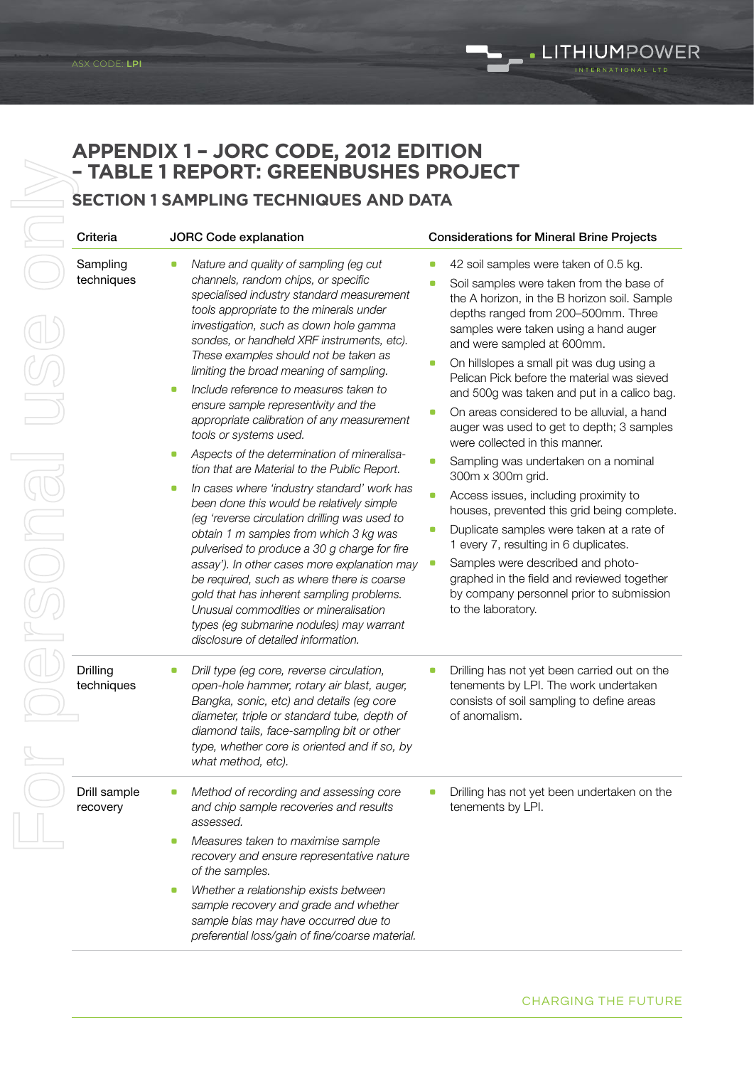# APPENDIX 1 – JORC CODE, 2012 EDITION – TABLE 1 REPORT: GREENBUSHES PROJECT

## SECTION 1 SAMPLING TECHNIQUES AND DATA

| Criteria | JORC Code explanation | Considerations for Mineral Brine Projects |
|---|---|---|
| Sampling techniques | - *Nature and quality of sampling (eg cut channels, random chips, or specific specialised industry standard measurement tools appropriate to the minerals under investigation, such as down hole gamma sondes, or handheld XRF instruments, etc). These examples should not be taken as limiting the broad meaning of sampling.*<br>- *Include reference to measures taken to ensure sample representivity and the appropriate calibration of any measurement tools or systems used.*<br>- *Aspects of the determination of mineralisation that are Material to the Public Report.*<br>- *In cases where 'industry standard' work has been done this would be relatively simple (eg 'reverse circulation drilling was used to obtain 1 m samples from which 3 kg was pulverised to produce a 30 g charge for fire assay'). In other cases more explanation may be required, such as where there is coarse gold that has inherent sampling problems. Unusual commodities or mineralisation types (eg submarine nodules) may warrant disclosure of detailed information.* | - 42 soil samples were taken of 0.5 kg.<br>- Soil samples were taken from the base of the A horizon, in the B horizon soil. Sample depths ranged from 200–500mm. Three samples were taken using a hand auger and were sampled at 600mm.<br>- On hillslopes a small pit was dug using a Pelican Pick before the material was sieved and 500g was taken and put in a calico bag.<br>- On areas considered to be alluvial, a hand auger was used to get to depth; 3 samples were collected in this manner.<br>- Sampling was undertaken on a nominal 300m x 300m grid.<br>- Access issues, including proximity to houses, prevented this grid being complete.<br>- Duplicate samples were taken at a rate of 1 every 7, resulting in 6 duplicates.<br>- Samples were described and photographed in the field and reviewed together by company personnel prior to submission to the laboratory. |
| Drilling techniques | - *Drill type (eg core, reverse circulation, open-hole hammer, rotary air blast, auger, Bangka, sonic, etc) and details (eg core diameter, triple or standard tube, depth of diamond tails, face-sampling bit or other type, whether core is oriented and if so, by what method, etc).* | - Drilling has not yet been carried out on the tenements by LPI. The work undertaken consists of soil sampling to define areas of anomalism. |
| Drill sample recovery | - *Method of recording and assessing core and chip sample recoveries and results assessed.*<br>- *Measures taken to maximise sample recovery and ensure representative nature of the samples.*<br>- *Whether a relationship exists between sample recovery and grade and whether sample bias may have occurred due to preferential loss/gain of fine/coarse material.* | - Drilling has not yet been undertaken on the tenements by LPI. |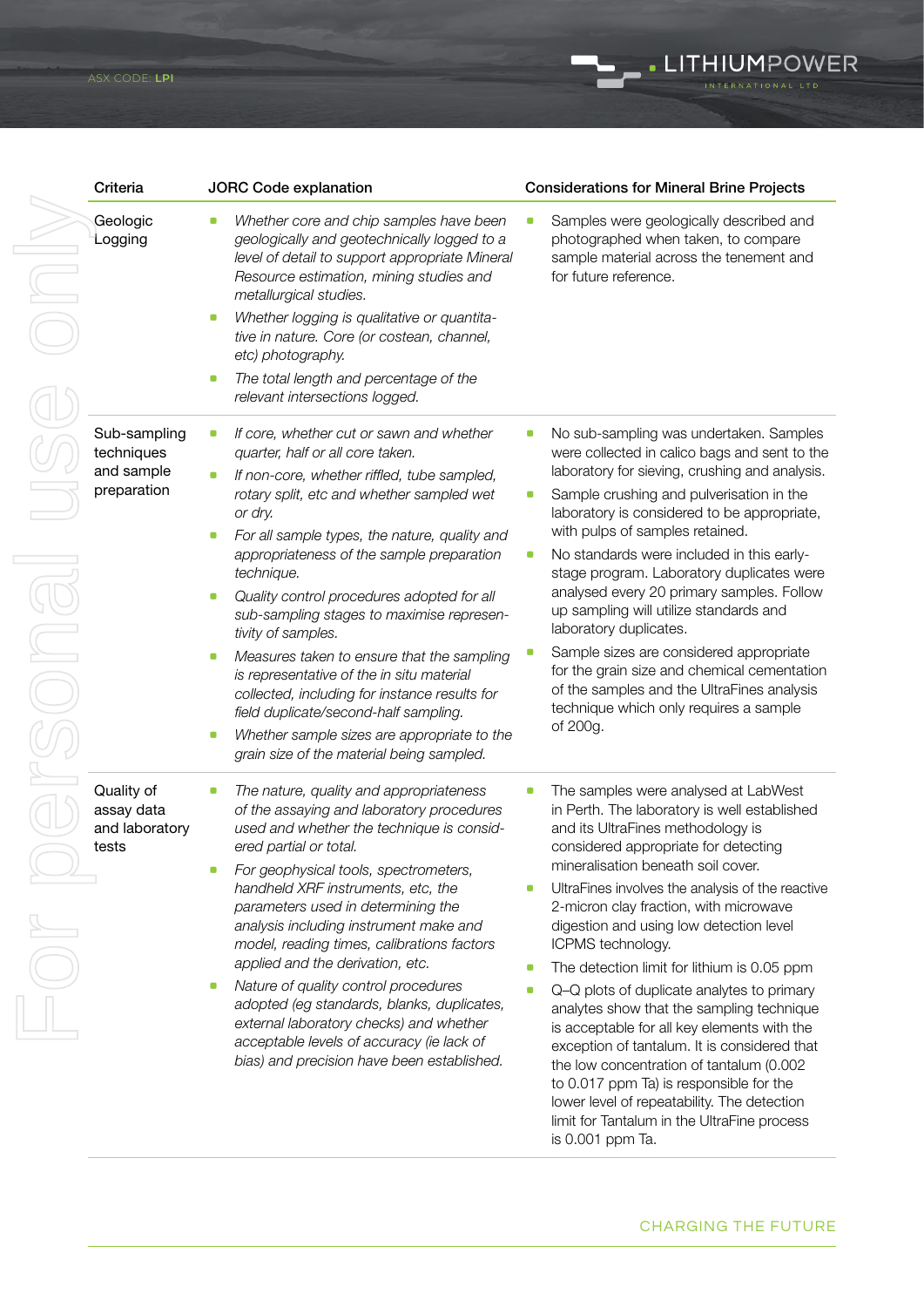| Criteria | JORC Code explanation | Considerations for Mineral Brine Projects |
|---|---|---|
| Geologic Logging | - *Whether core and chip samples have been geologically and geotechnically logged to a level of detail to support appropriate Mineral Resource estimation, mining studies and metallurgical studies.*<br>- *Whether logging is qualitative or quantitative in nature. Core (or costean, channel, etc) photography.*<br>- *The total length and percentage of the relevant intersections logged.* | - Samples were geologically described and photographed when taken, to compare sample material across the tenement and for future reference. |
| Sub-sampling techniques and sample preparation | - *If core, whether cut or sawn and whether quarter, half or all core taken.*<br>- *If non-core, whether riffled, tube sampled, rotary split, etc and whether sampled wet or dry.*<br>- *For all sample types, the nature, quality and appropriateness of the sample preparation technique.*<br>- *Quality control procedures adopted for all sub-sampling stages to maximise representivity of samples.*<br>- *Measures taken to ensure that the sampling is representative of the in situ material collected, including for instance results for field duplicate/second-half sampling.*<br>- *Whether sample sizes are appropriate to the grain size of the material being sampled.* | - No sub-sampling was undertaken. Samples were collected in calico bags and sent to the laboratory for sieving, crushing and analysis.<br>- Sample crushing and pulverisation in the laboratory is considered to be appropriate, with pulps of samples retained.<br>- No standards were included in this early-stage program. Laboratory duplicates were analysed every 20 primary samples. Follow up sampling will utilize standards and laboratory duplicates.<br>- Sample sizes are considered appropriate for the grain size and chemical cementation of the samples and the UltraFines analysis technique which only requires a sample of 200g. |
| Quality of assay data and laboratory tests | - *The nature, quality and appropriateness of the assaying and laboratory procedures used and whether the technique is considered partial or total.*<br>- *For geophysical tools, spectrometers, handheld XRF instruments, etc, the parameters used in determining the analysis including instrument make and model, reading times, calibrations factors applied and the derivation, etc.*<br>- *Nature of quality control procedures adopted (eg standards, blanks, duplicates, external laboratory checks) and whether acceptable levels of accuracy (ie lack of bias) and precision have been established.* | - The samples were analysed at LabWest in Perth. The laboratory is well established and its UltraFines methodology is considered appropriate for detecting mineralisation beneath soil cover.<br>- UltraFines involves the analysis of the reactive 2-micron clay fraction, with microwave digestion and using low detection level ICPMS technology.<br>- The detection limit for lithium is 0.05 ppm<br>- Q–Q plots of duplicate analytes to primary analytes show that the sampling technique is acceptable for all key elements with the exception of tantalum. It is considered that the low concentration of tantalum (0.002 to 0.017 ppm Ta) is responsible for the lower level of repeatability. The detection limit for Tantalum in the UltraFine process is 0.001 ppm Ta. |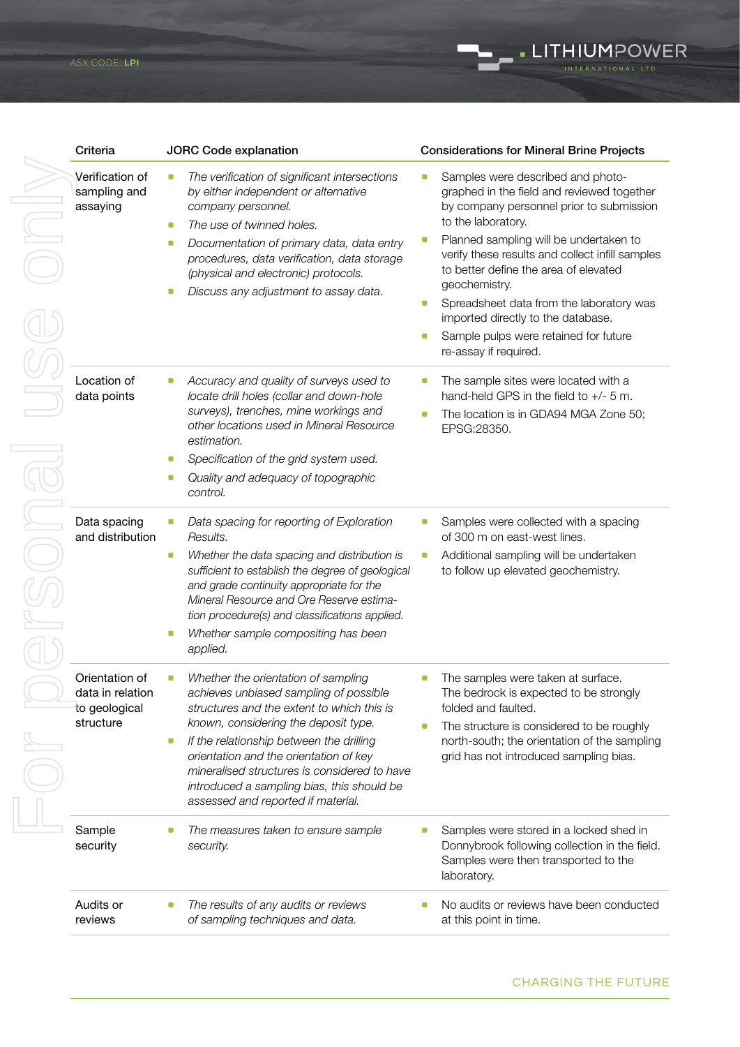| Criteria | JORC Code explanation | Considerations for Mineral Brine Projects |
|---|---|---|
| Verification of sampling and assaying | - *The verification of significant intersections by either independent or alternative company personnel.* <br> - *The use of twinned holes.* <br> - *Documentation of primary data, data entry procedures, data verification, data storage (physical and electronic) protocols.* <br> - *Discuss any adjustment to assay data.* | - Samples were described and photo-graphed in the field and reviewed together by company personnel prior to submission to the laboratory. <br> - Planned sampling will be undertaken to verify these results and collect infill samples to better define the area of elevated geochemistry. <br> - Spreadsheet data from the laboratory was imported directly to the database. <br> - Sample pulps were retained for future re-assay if required. |
| Location of data points | - *Accuracy and quality of surveys used to locate drill holes (collar and down-hole surveys), trenches, mine workings and other locations used in Mineral Resource estimation.* <br> - *Specification of the grid system used.* <br> - *Quality and adequacy of topographic control.* | - The sample sites were located with a hand-held GPS in the field to +/- 5 m. <br> - The location is in GDA94 MGA Zone 50; EPSG:28350. |
| Data spacing and distribution | - *Data spacing for reporting of Exploration Results.* <br> - *Whether the data spacing and distribution is sufficient to establish the degree of geological and grade continuity appropriate for the Mineral Resource and Ore Reserve estimation procedure(s) and classifications applied.* <br> - *Whether sample compositing has been applied.* | - Samples were collected with a spacing of 300 m on east-west lines. <br> - Additional sampling will be undertaken to follow up elevated geochemistry. |
| Orientation of data in relation to geological structure | - *Whether the orientation of sampling achieves unbiased sampling of possible structures and the extent to which this is known, considering the deposit type.* <br> - *If the relationship between the drilling orientation and the orientation of key mineralised structures is considered to have introduced a sampling bias, this should be assessed and reported if material.* | - The samples were taken at surface. The bedrock is expected to be strongly folded and faulted. <br> - The structure is considered to be roughly north-south; the orientation of the sampling grid has not introduced sampling bias. |
| Sample security | - *The measures taken to ensure sample security.* | - Samples were stored in a locked shed in Donnybrook following collection in the field. Samples were then transported to the laboratory. |
| Audits or reviews | - *The results of any audits or reviews of sampling techniques and data.* | - No audits or reviews have been conducted at this point in time. |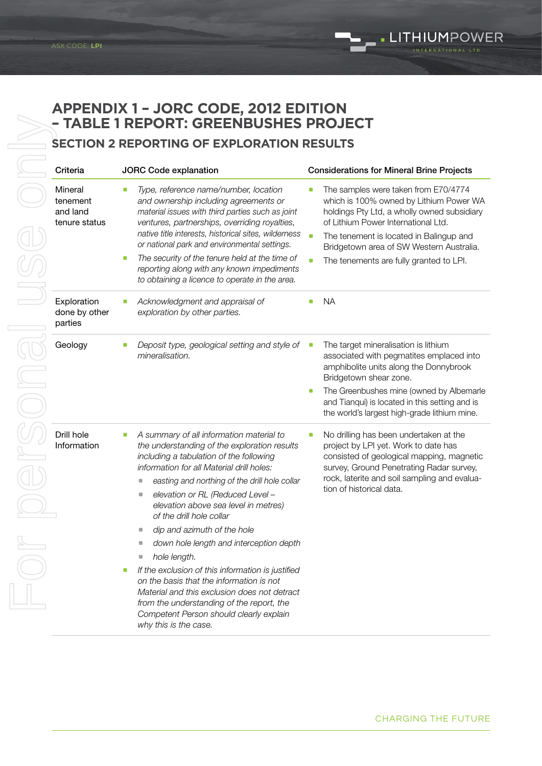# APPENDIX 1 – JORC CODE, 2012 EDITION – TABLE 1 REPORT: GREENBUSHES PROJECT

## SECTION 2 REPORTING OF EXPLORATION RESULTS

| Criteria | JORC Code explanation | Considerations for Mineral Brine Projects |
|---|---|---|
| Mineral tenement and land tenure status | • *Type, reference name/number, location and ownership including agreements or material issues with third parties such as joint ventures, partnerships, overriding royalties, native title interests, historical sites, wilderness or national park and environmental settings.*<br>• *The security of the tenure held at the time of reporting along with any known impediments to obtaining a licence to operate in the area.* | • The samples were taken from E70/4774 which is 100% owned by Lithium Power WA holdings Pty Ltd, a wholly owned subsidiary of Lithium Power International Ltd.<br>• The tenement is located in Balingup and Bridgetown area of SW Western Australia.<br>• The tenements are fully granted to LPI. |
| Exploration done by other parties | • *Acknowledgment and appraisal of exploration by other parties.* | • NA |
| Geology | • *Deposit type, geological setting and style of mineralisation.* | • The target mineralisation is lithium associated with pegmatites emplaced into amphibolite units along the Donnybrook Bridgetown shear zone.<br>• The Greenbushes mine (owned by Albemarle and Tianqui) is located in this setting and is the world's largest high-grade lithium mine. |
| Drill hole Information | • *A summary of all information material to the understanding of the exploration results including a tabulation of the following information for all Material drill holes:*<br>  ▪ *easting and northing of the drill hole collar*<br>  ▪ *elevation or RL (Reduced Level – elevation above sea level in metres) of the drill hole collar*<br>  ▪ *dip and azimuth of the hole*<br>  ▪ *down hole length and interception depth*<br>  ▪ *hole length.*<br>• *If the exclusion of this information is justified on the basis that the information is not Material and this exclusion does not detract from the understanding of the report, the Competent Person should clearly explain why this is the case.* | • No drilling has been undertaken at the project by LPI yet. Work to date has consisted of geological mapping, magnetic survey, Ground Penetrating Radar survey, rock, laterite and soil sampling and evaluation of historical data. |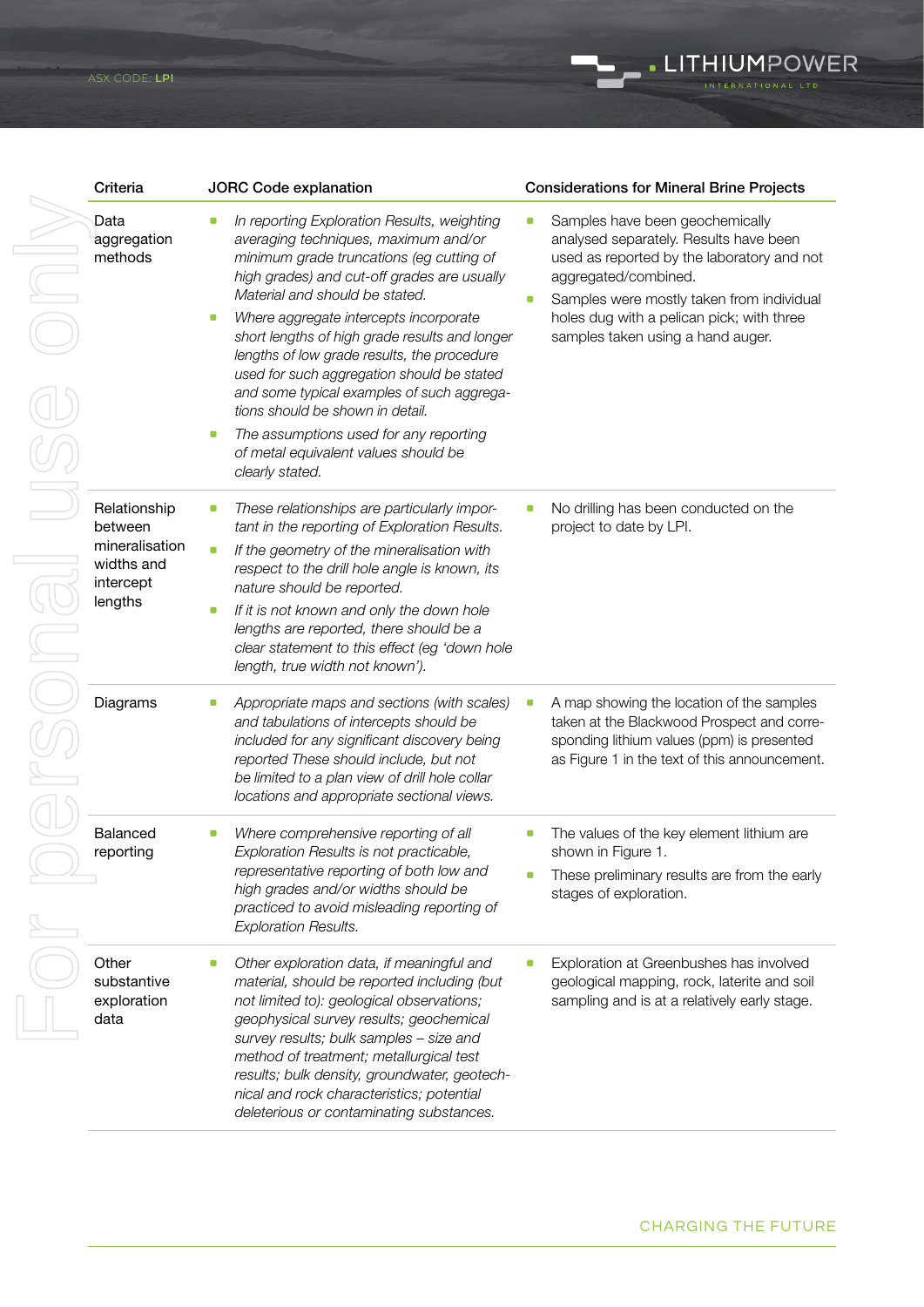| Criteria | JORC Code explanation | Considerations for Mineral Brine Projects |
|---|---|---|
| Data aggregation methods | - *In reporting Exploration Results, weighting averaging techniques, maximum and/or minimum grade truncations (eg cutting of high grades) and cut-off grades are usually Material and should be stated.*<br>- *Where aggregate intercepts incorporate short lengths of high grade results and longer lengths of low grade results, the procedure used for such aggregation should be stated and some typical examples of such aggregations should be shown in detail.*<br>- *The assumptions used for any reporting of metal equivalent values should be clearly stated.* | - Samples have been geochemically analysed separately. Results have been used as reported by the laboratory and not aggregated/combined.<br>- Samples were mostly taken from individual holes dug with a pelican pick; with three samples taken using a hand auger. |
| Relationship between mineralisation widths and intercept lengths | - *These relationships are particularly important in the reporting of Exploration Results.*<br>- *If the geometry of the mineralisation with respect to the drill hole angle is known, its nature should be reported.*<br>- *If it is not known and only the down hole lengths are reported, there should be a clear statement to this effect (eg 'down hole length, true width not known').* | - No drilling has been conducted on the project to date by LPI. |
| Diagrams | - *Appropriate maps and sections (with scales) and tabulations of intercepts should be included for any significant discovery being reported These should include, but not be limited to a plan view of drill hole collar locations and appropriate sectional views.* | - A map showing the location of the samples taken at the Blackwood Prospect and corresponding lithium values (ppm) is presented as Figure 1 in the text of this announcement. |
| Balanced reporting | - *Where comprehensive reporting of all Exploration Results is not practicable, representative reporting of both low and high grades and/or widths should be practiced to avoid misleading reporting of Exploration Results.* | - The values of the key element lithium are shown in Figure 1.<br>- These preliminary results are from the early stages of exploration. |
| Other substantive exploration data | - *Other exploration data, if meaningful and material, should be reported including (but not limited to): geological observations; geophysical survey results; geochemical survey results; bulk samples – size and method of treatment; metallurgical test results; bulk density, groundwater, geotechnical and rock characteristics; potential deleterious or contaminating substances.* | - Exploration at Greenbushes has involved geological mapping, rock, laterite and soil sampling and is at a relatively early stage. |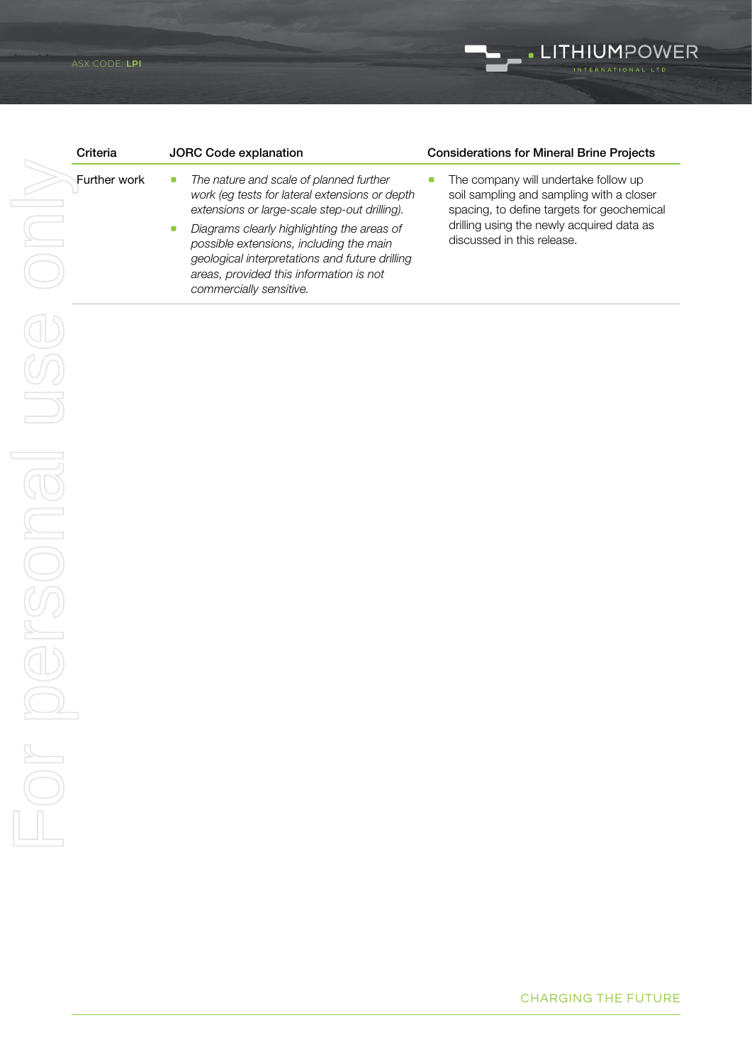| Criteria | JORC Code explanation | Considerations for Mineral Brine Projects |
|---|---|---|
| Further work | - *The nature and scale of planned further work (eg tests for lateral extensions or depth extensions or large-scale step-out drilling).*<br>- *Diagrams clearly highlighting the areas of possible extensions, including the main geological interpretations and future drilling areas, provided this information is not commercially sensitive.* | - The company will undertake follow up soil sampling and sampling with a closer spacing, to define targets for geochemical drilling using the newly acquired data as discussed in this release. |